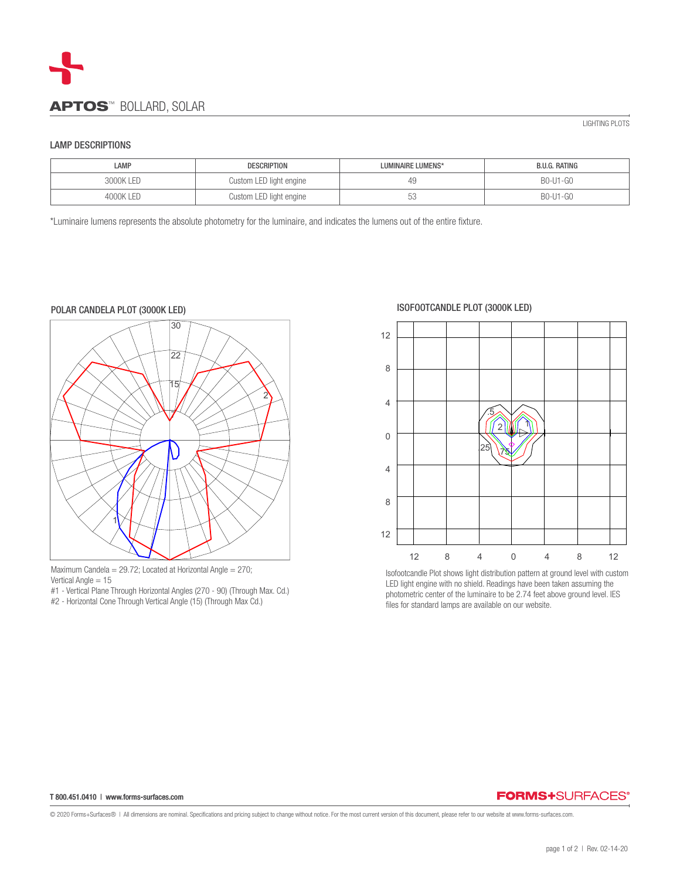# APTOS™ BOLLARD, SOLAR

LIGHTING PLOTS

## LAMP DESCRIPTIONS

| LAMP | DESCRIPTION | LUMINAIRE LUMENS* | B.U.G. RATING |
|---|---|---|---|
| 3000K LED | Custom LED light engine | 49 | B0-U1-G0 |
| 4000K LED | Custom LED light engine | 53 | B0-U1-G0 |

*Luminaire lumens represents the absolute photometry for the luminaire, and indicates the lumens out of the entire fixture.

### POLAR CANDELA PLOT (3000K LED)

Maximum Candela = 29.72; Located at Horizontal Angle = 270; Vertical Angle = 15

#1 - Vertical Plane Through Horizontal Angles (270 - 90) (Through Max. Cd.)

#2 - Horizontal Cone Through Vertical Angle (15) (Through Max Cd.)

### ISOFOOTCANDLE PLOT (3000K LED)

Isofootcandle Plot shows light distribution pattern at ground level with custom LED light engine with no shield. Readings have been taken assuming the photometric center of the luminaire to be 2.74 feet above ground level. IES files for standard lamps are available on our website.

T 800.451.0410 | www.forms-surfaces.com

© 2020 Forms+Surfaces® | All dimensions are nominal. Specifications and pricing subject to change without notice. For the most current version of this document, please refer to our website at www.forms-surfaces.com.

Rev. 02-14-20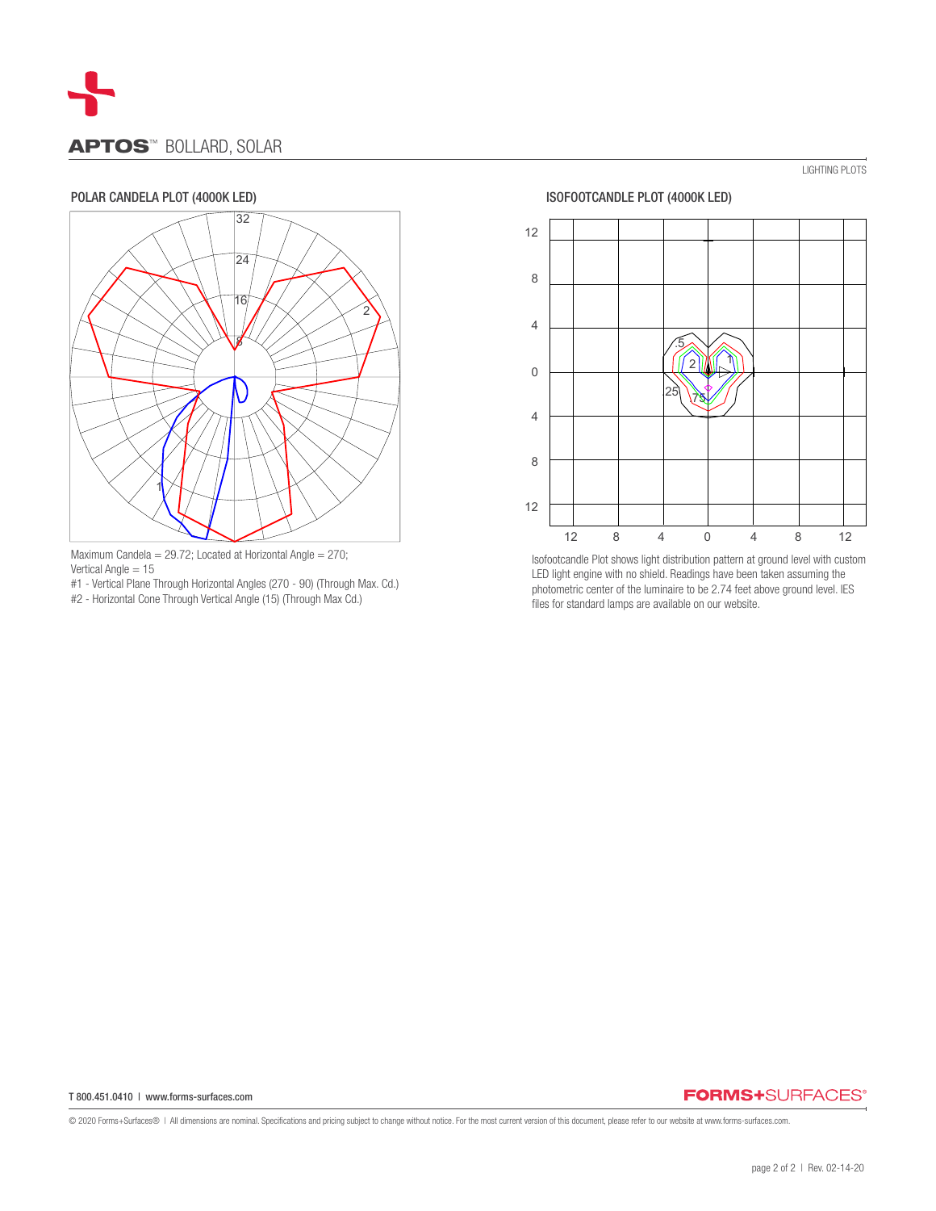# APTOS™ BOLLARD, SOLAR

LIGHTING PLOTS

## POLAR CANDELA PLOT (4000K LED)

Maximum Candela = 29.72; Located at Horizontal Angle = 270; Vertical Angle = 15

#1 - Vertical Plane Through Horizontal Angles (270 - 90) (Through Max. Cd.)

#2 - Horizontal Cone Through Vertical Angle (15) (Through Max Cd.)

## ISOFOOTCANDLE PLOT (4000K LED)

Isofootcandle Plot shows light distribution pattern at ground level with custom LED light engine with no shield. Readings have been taken assuming the photometric center of the luminaire to be 2.74 feet above ground level. IES files for standard lamps are available on our website.

T 800.451.0410 | www.forms-surfaces.com

FORMS+SURFACES®

© 2020 Forms+Surfaces® | All dimensions are nominal. Specifications and pricing subject to change without notice. For the most current version of this document, please refer to our website at www.forms-surfaces.com.

Rev. 02-14-20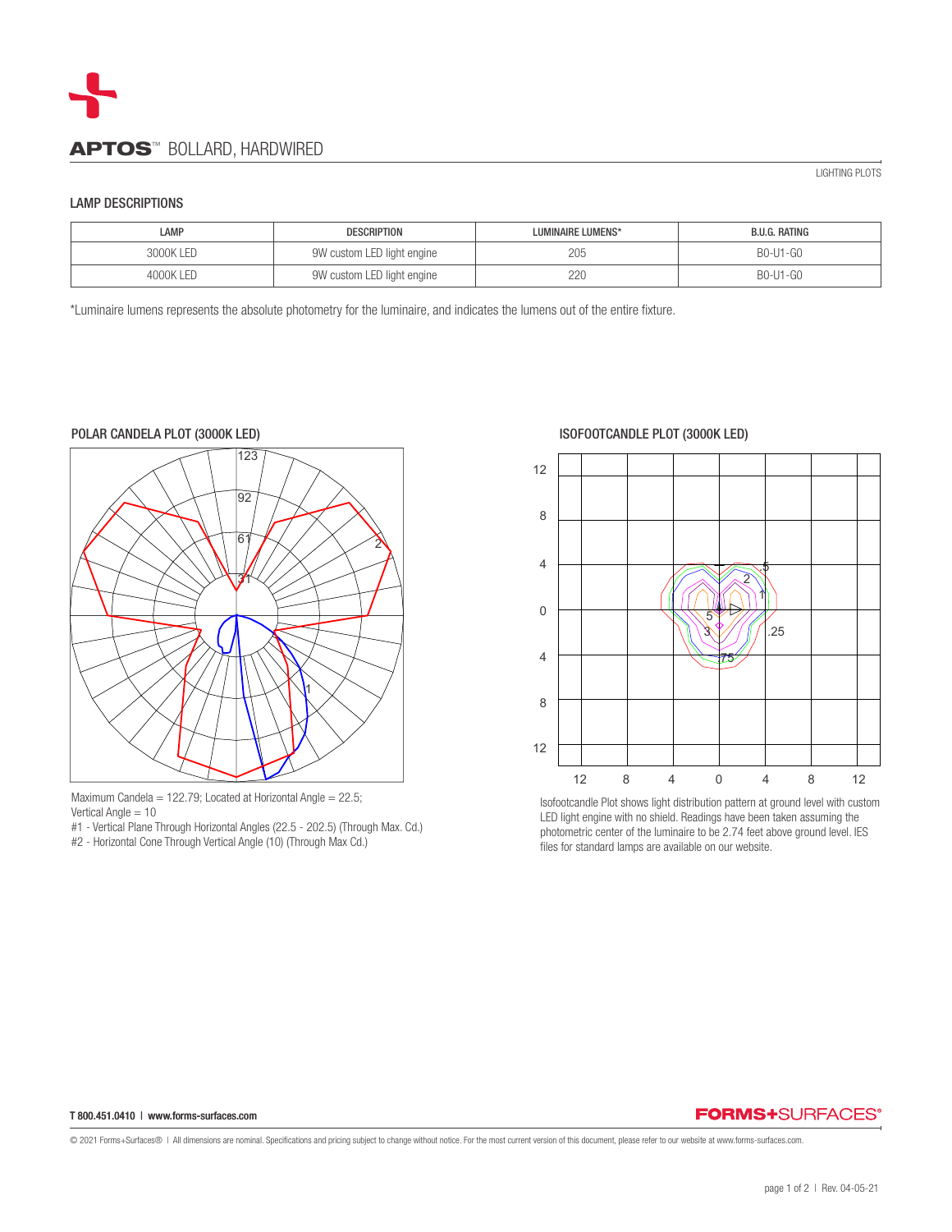# APTOS™ BOLLARD, HARDWIRED

LIGHTING PLOTS

## LAMP DESCRIPTIONS

| LAMP | DESCRIPTION | LUMINAIRE LUMENS* | B.U.G. RATING |
|---|---|---|---|
| 3000K LED | 9W custom LED light engine | 205 | B0-U1-G0 |
| 4000K LED | 9W custom LED light engine | 220 | B0-U1-G0 |

*Luminaire lumens represents the absolute photometry for the luminaire, and indicates the lumens out of the entire fixture.

### POLAR CANDELA PLOT (3000K LED)

Maximum Candela = 122.79; Located at Horizontal Angle = 22.5; Vertical Angle = 10

#1 - Vertical Plane Through Horizontal Angles (22.5 - 202.5) (Through Max. Cd.)

#2 - Horizontal Cone Through Vertical Angle (10) (Through Max Cd.)

### ISOFOOTCANDLE PLOT (3000K LED)

Isofootcandle Plot shows light distribution pattern at ground level with custom LED light engine with no shield. Readings have been taken assuming the photometric center of the luminaire to be 2.74 feet above ground level. IES files for standard lamps are available on our website.

**T 800.451.0410 | www.forms-surfaces.com**

© 2021 Forms+Surfaces® | All dimensions are nominal. Specifications and pricing subject to change without notice. For the most current version of this document, please refer to our website at www.forms-surfaces.com.

Rev. 04-05-21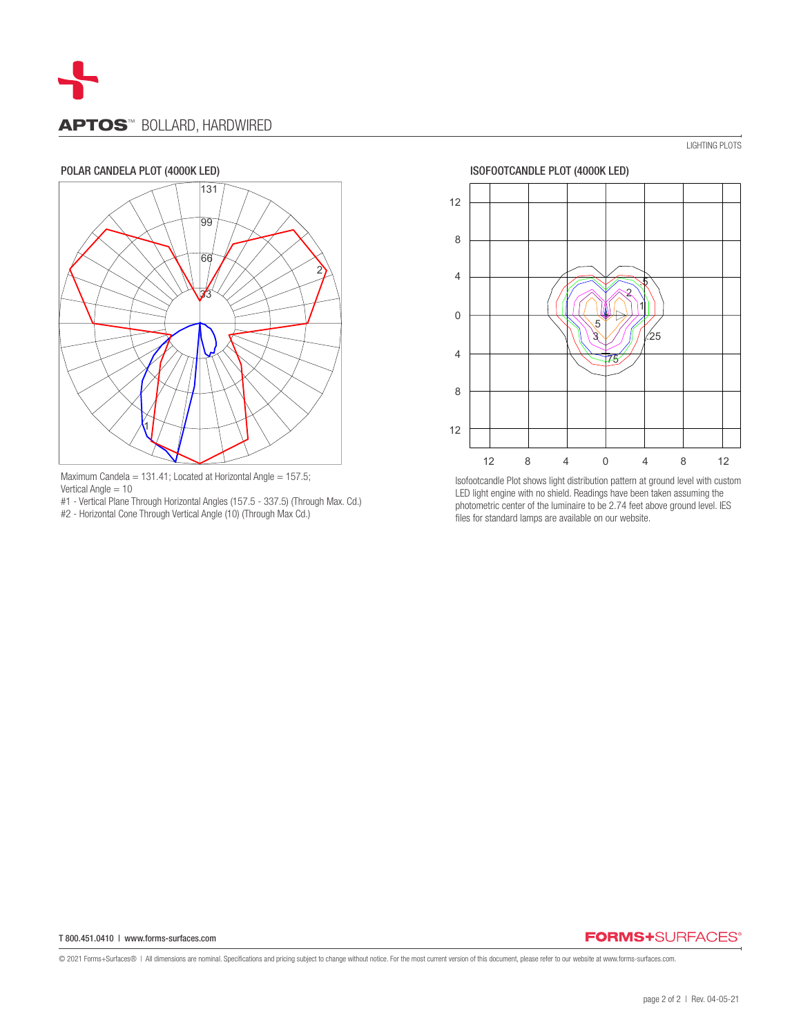## APTOS™ BOLLARD, HARDWIRED

LIGHTING PLOTS

### POLAR CANDELA PLOT (4000K LED)

131
99
66
33
2
1

Maximum Candela = 131.41; Located at Horizontal Angle = 157.5; Vertical Angle = 10

#1 - Vertical Plane Through Horizontal Angles (157.5 - 337.5) (Through Max. Cd.)

#2 - Horizontal Cone Through Vertical Angle (10) (Through Max Cd.)

### ISOFOOTCANDLE PLOT (4000K LED)

12
8
4
0
4
8
12

12 8 4 0 4 8 12

.5
2
1
5
3
.25
.75

Isofootcandle Plot shows light distribution pattern at ground level with custom LED light engine with no shield. Readings have been taken assuming the photometric center of the luminaire to be 2.74 feet above ground level. IES files for standard lamps are available on our website.

T 800.451.0410 | www.forms-surfaces.com

FORMS+SURFACES®

© 2021 Forms+Surfaces® | All dimensions are nominal. Specifications and pricing subject to change without notice. For the most current version of this document, please refer to our website at www.forms-surfaces.com.

Rev. 04-05-21